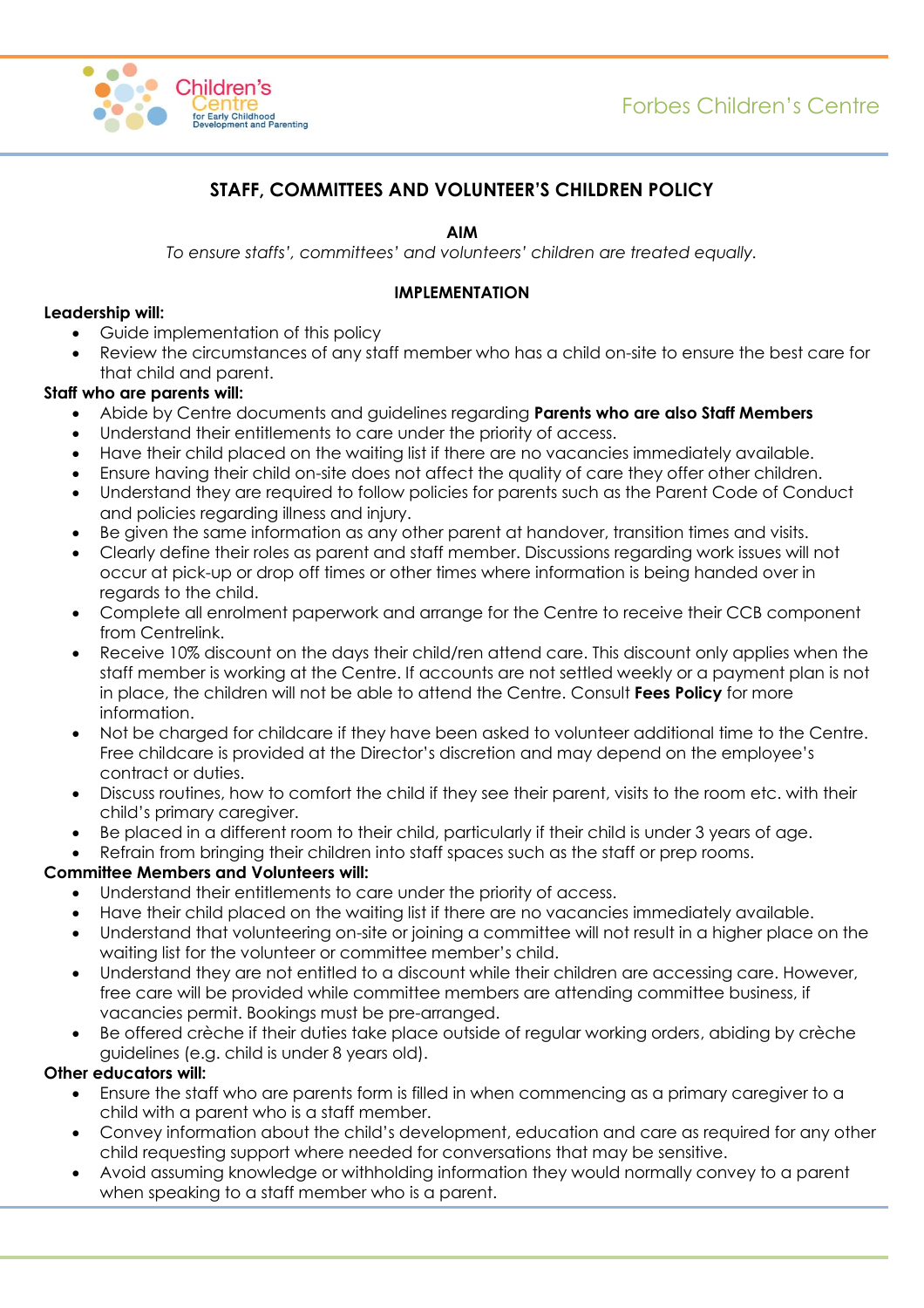Forbes Children's Centre

# STAFF, COMMITTEES AND VOLUNTEER'S CHILDREN POLICY

## AIM

*To ensure staffs', committees' and volunteers' children are treated equally.*

## IMPLEMENTATION

**Leadership will:**

- Guide implementation of this policy
- Review the circumstances of any staff member who has a child on-site to ensure the best care for that child and parent.

**Staff who are parents will:**

- Abide by Centre documents and guidelines regarding **Parents who are also Staff Members**
- Understand their entitlements to care under the priority of access.
- Have their child placed on the waiting list if there are no vacancies immediately available.
- Ensure having their child on-site does not affect the quality of care they offer other children.
- Understand they are required to follow policies for parents such as the Parent Code of Conduct and policies regarding illness and injury.
- Be given the same information as any other parent at handover, transition times and visits.
- Clearly define their roles as parent and staff member. Discussions regarding work issues will not occur at pick-up or drop off times or other times where information is being handed over in regards to the child.
- Complete all enrolment paperwork and arrange for the Centre to receive their CCB component from Centrelink.
- Receive 10% discount on the days their child/ren attend care. This discount only applies when the staff member is working at the Centre. If accounts are not settled weekly or a payment plan is not in place, the children will not be able to attend the Centre. Consult **Fees Policy** for more information.
- Not be charged for childcare if they have been asked to volunteer additional time to the Centre. Free childcare is provided at the Director's discretion and may depend on the employee's contract or duties.
- Discuss routines, how to comfort the child if they see their parent, visits to the room etc. with their child's primary caregiver.
- Be placed in a different room to their child, particularly if their child is under 3 years of age.
- Refrain from bringing their children into staff spaces such as the staff or prep rooms.

**Committee Members and Volunteers will:**

- Understand their entitlements to care under the priority of access.
- Have their child placed on the waiting list if there are no vacancies immediately available.
- Understand that volunteering on-site or joining a committee will not result in a higher place on the waiting list for the volunteer or committee member's child.
- Understand they are not entitled to a discount while their children are accessing care. However, free care will be provided while committee members are attending committee business, if vacancies permit. Bookings must be pre-arranged.
- Be offered crèche if their duties take place outside of regular working orders, abiding by crèche guidelines (e.g. child is under 8 years old).

**Other educators will:**

- Ensure the staff who are parents form is filled in when commencing as a primary caregiver to a child with a parent who is a staff member.
- Convey information about the child's development, education and care as required for any other child requesting support where needed for conversations that may be sensitive.
- Avoid assuming knowledge or withholding information they would normally convey to a parent when speaking to a staff member who is a parent.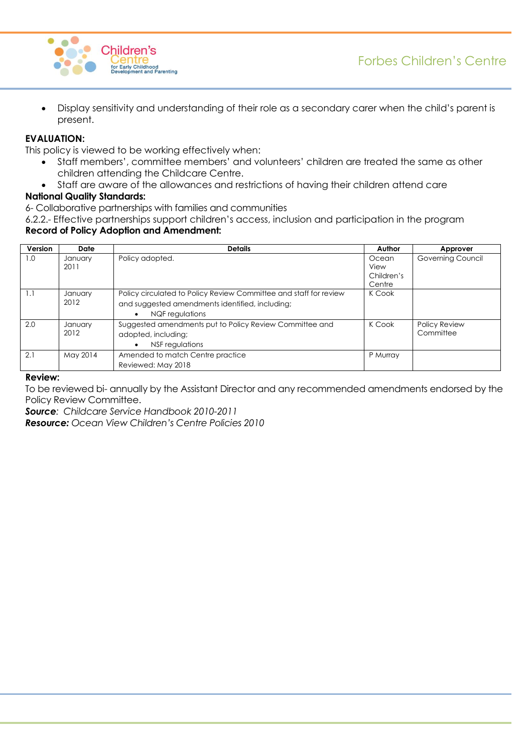- Display sensitivity and understanding of their role as a secondary carer when the child's parent is present.

**EVALUATION:**

This policy is viewed to be working effectively when:

- Staff members', committee members' and volunteers' children are treated the same as other children attending the Childcare Centre.
- Staff are aware of the allowances and restrictions of having their children attend care

**National Quality Standards:**

6- Collaborative partnerships with families and communities

6.2.2.- Effective partnerships support children's access, inclusion and participation in the program

**Record of Policy Adoption and Amendment:**

| Version | Date | Details | Author | Approver |
|---|---|---|---|---|
| 1.0 | January 2011 | Policy adopted. | Ocean View Children's Centre | Governing Council |
| 1.1 | January 2012 | Policy circulated to Policy Review Committee and staff for review and suggested amendments identified, including;<br>• NQF regulations | K Cook | |
| 2.0 | January 2012 | Suggested amendments put to Policy Review Committee and adopted, including;<br>• NSF regulations | K Cook | Policy Review Committee |
| 2.1 | May 2014 | Amended to match Centre practice<br>Reviewed: May 2018 | P Murray | |

**Review:**

To be reviewed bi- annually by the Assistant Director and any recommended amendments endorsed by the Policy Review Committee.

***Source**: Childcare Service Handbook 2010-2011*

***Resource:** Ocean View Children's Centre Policies 2010*